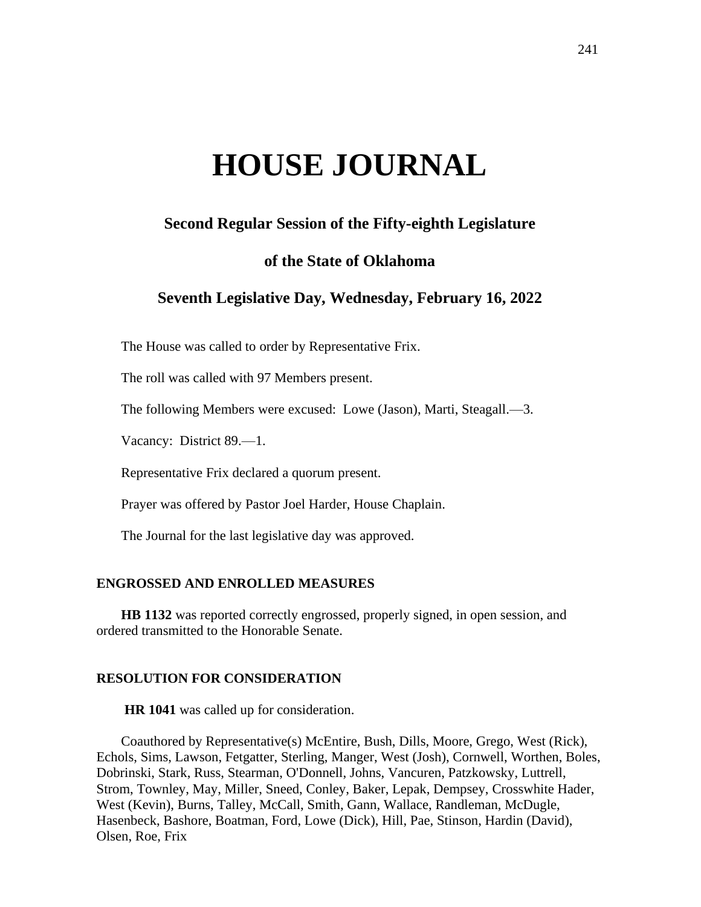# HOUSE JOURNAL

### Second Regular Session of the Fifty-eighth Legislature

### of the State of Oklahoma

### Seventh Legislative Day, Wednesday, February 16, 2022

The House was called to order by Representative Frix.

The roll was called with 97 Members present.

The following Members were excused: Lowe (Jason), Marti, Steagall.—3.

Vacancy: District 89.—1.

Representative Frix declared a quorum present.

Prayer was offered by Pastor Joel Harder, House Chaplain.

The Journal for the last legislative day was approved.

## ENGROSSED AND ENROLLED MEASURES

**HB 1132** was reported correctly engrossed, properly signed, in open session, and ordered transmitted to the Honorable Senate.

## RESOLUTION FOR CONSIDERATION

**HR 1041** was called up for consideration.

Coauthored by Representative(s) McEntire, Bush, Dills, Moore, Grego, West (Rick), Echols, Sims, Lawson, Fetgatter, Sterling, Manger, West (Josh), Cornwell, Worthen, Boles, Dobrinski, Stark, Russ, Stearman, O'Donnell, Johns, Vancuren, Patzkowsky, Luttrell, Strom, Townley, May, Miller, Sneed, Conley, Baker, Lepak, Dempsey, Crosswhite Hader, West (Kevin), Burns, Talley, McCall, Smith, Gann, Wallace, Randleman, McDugle, Hasenbeck, Bashore, Boatman, Ford, Lowe (Dick), Hill, Pae, Stinson, Hardin (David), Olsen, Roe, Frix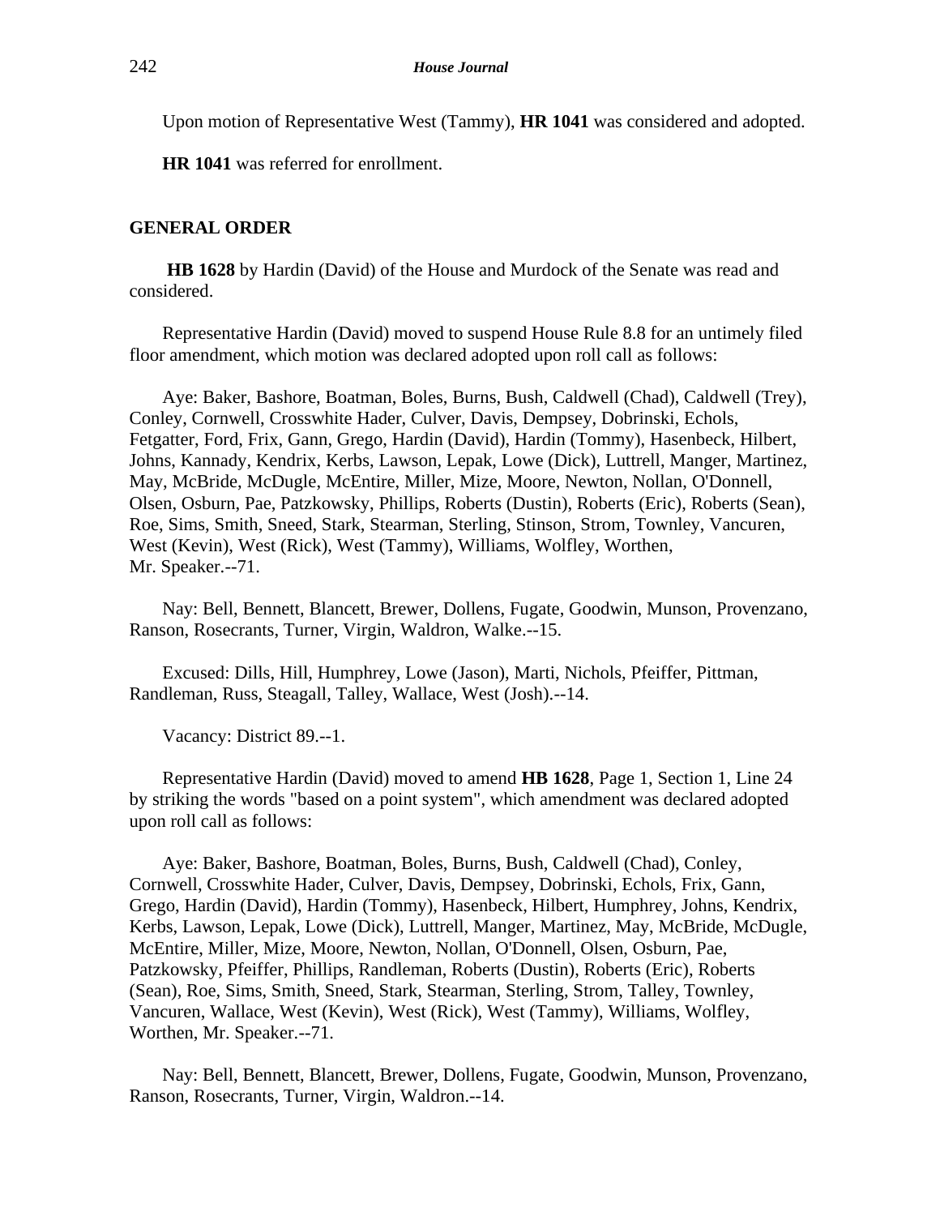Upon motion of Representative West (Tammy), **HR 1041** was considered and adopted.

**HR 1041** was referred for enrollment.

## GENERAL ORDER

**HB 1628** by Hardin (David) of the House and Murdock of the Senate was read and considered.

Representative Hardin (David) moved to suspend House Rule 8.8 for an untimely filed floor amendment, which motion was declared adopted upon roll call as follows:

Aye: Baker, Bashore, Boatman, Boles, Burns, Bush, Caldwell (Chad), Caldwell (Trey), Conley, Cornwell, Crosswhite Hader, Culver, Davis, Dempsey, Dobrinski, Echols, Fetgatter, Ford, Frix, Gann, Grego, Hardin (David), Hardin (Tommy), Hasenbeck, Hilbert, Johns, Kannady, Kendrix, Kerbs, Lawson, Lepak, Lowe (Dick), Luttrell, Manger, Martinez, May, McBride, McDugle, McEntire, Miller, Mize, Moore, Newton, Nollan, O'Donnell, Olsen, Osburn, Pae, Patzkowsky, Phillips, Roberts (Dustin), Roberts (Eric), Roberts (Sean), Roe, Sims, Smith, Sneed, Stark, Stearman, Sterling, Stinson, Strom, Townley, Vancuren, West (Kevin), West (Rick), West (Tammy), Williams, Wolfley, Worthen, Mr. Speaker.--71.

Nay: Bell, Bennett, Blancett, Brewer, Dollens, Fugate, Goodwin, Munson, Provenzano, Ranson, Rosecrants, Turner, Virgin, Waldron, Walke.--15.

Excused: Dills, Hill, Humphrey, Lowe (Jason), Marti, Nichols, Pfeiffer, Pittman, Randleman, Russ, Steagall, Talley, Wallace, West (Josh).--14.

Vacancy: District 89.--1.

Representative Hardin (David) moved to amend **HB 1628**, Page 1, Section 1, Line 24 by striking the words "based on a point system", which amendment was declared adopted upon roll call as follows:

Aye: Baker, Bashore, Boatman, Boles, Burns, Bush, Caldwell (Chad), Conley, Cornwell, Crosswhite Hader, Culver, Davis, Dempsey, Dobrinski, Echols, Frix, Gann, Grego, Hardin (David), Hardin (Tommy), Hasenbeck, Hilbert, Humphrey, Johns, Kendrix, Kerbs, Lawson, Lepak, Lowe (Dick), Luttrell, Manger, Martinez, May, McBride, McDugle, McEntire, Miller, Mize, Moore, Newton, Nollan, O'Donnell, Olsen, Osburn, Pae, Patzkowsky, Pfeiffer, Phillips, Randleman, Roberts (Dustin), Roberts (Eric), Roberts (Sean), Roe, Sims, Smith, Sneed, Stark, Stearman, Sterling, Strom, Talley, Townley, Vancuren, Wallace, West (Kevin), West (Rick), West (Tammy), Williams, Wolfley, Worthen, Mr. Speaker.--71.

Nay: Bell, Bennett, Blancett, Brewer, Dollens, Fugate, Goodwin, Munson, Provenzano, Ranson, Rosecrants, Turner, Virgin, Waldron.--14.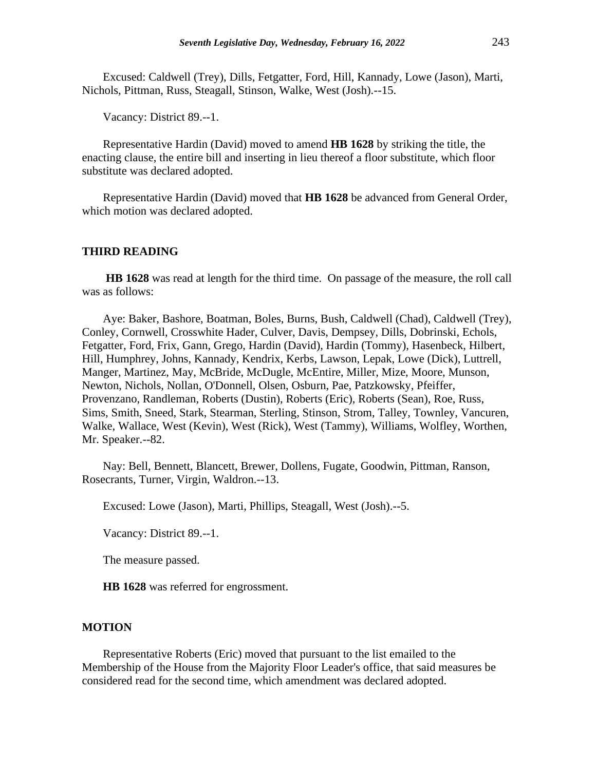Excused: Caldwell (Trey), Dills, Fetgatter, Ford, Hill, Kannady, Lowe (Jason), Marti, Nichols, Pittman, Russ, Steagall, Stinson, Walke, West (Josh).--15.

Vacancy: District 89.--1.

Representative Hardin (David) moved to amend **HB 1628** by striking the title, the enacting clause, the entire bill and inserting in lieu thereof a floor substitute, which floor substitute was declared adopted.

Representative Hardin (David) moved that **HB 1628** be advanced from General Order, which motion was declared adopted.

## THIRD READING

**HB 1628** was read at length for the third time. On passage of the measure, the roll call was as follows:

Aye: Baker, Bashore, Boatman, Boles, Burns, Bush, Caldwell (Chad), Caldwell (Trey), Conley, Cornwell, Crosswhite Hader, Culver, Davis, Dempsey, Dills, Dobrinski, Echols, Fetgatter, Ford, Frix, Gann, Grego, Hardin (David), Hardin (Tommy), Hasenbeck, Hilbert, Hill, Humphrey, Johns, Kannady, Kendrix, Kerbs, Lawson, Lepak, Lowe (Dick), Luttrell, Manger, Martinez, May, McBride, McDugle, McEntire, Miller, Mize, Moore, Munson, Newton, Nichols, Nollan, O'Donnell, Olsen, Osburn, Pae, Patzkowsky, Pfeiffer, Provenzano, Randleman, Roberts (Dustin), Roberts (Eric), Roberts (Sean), Roe, Russ, Sims, Smith, Sneed, Stark, Stearman, Sterling, Stinson, Strom, Talley, Townley, Vancuren, Walke, Wallace, West (Kevin), West (Rick), West (Tammy), Williams, Wolfley, Worthen, Mr. Speaker.--82.

Nay: Bell, Bennett, Blancett, Brewer, Dollens, Fugate, Goodwin, Pittman, Ranson, Rosecrants, Turner, Virgin, Waldron.--13.

Excused: Lowe (Jason), Marti, Phillips, Steagall, West (Josh).--5.

Vacancy: District 89.--1.

The measure passed.

**HB 1628** was referred for engrossment.

## MOTION

Representative Roberts (Eric) moved that pursuant to the list emailed to the Membership of the House from the Majority Floor Leader's office, that said measures be considered read for the second time, which amendment was declared adopted.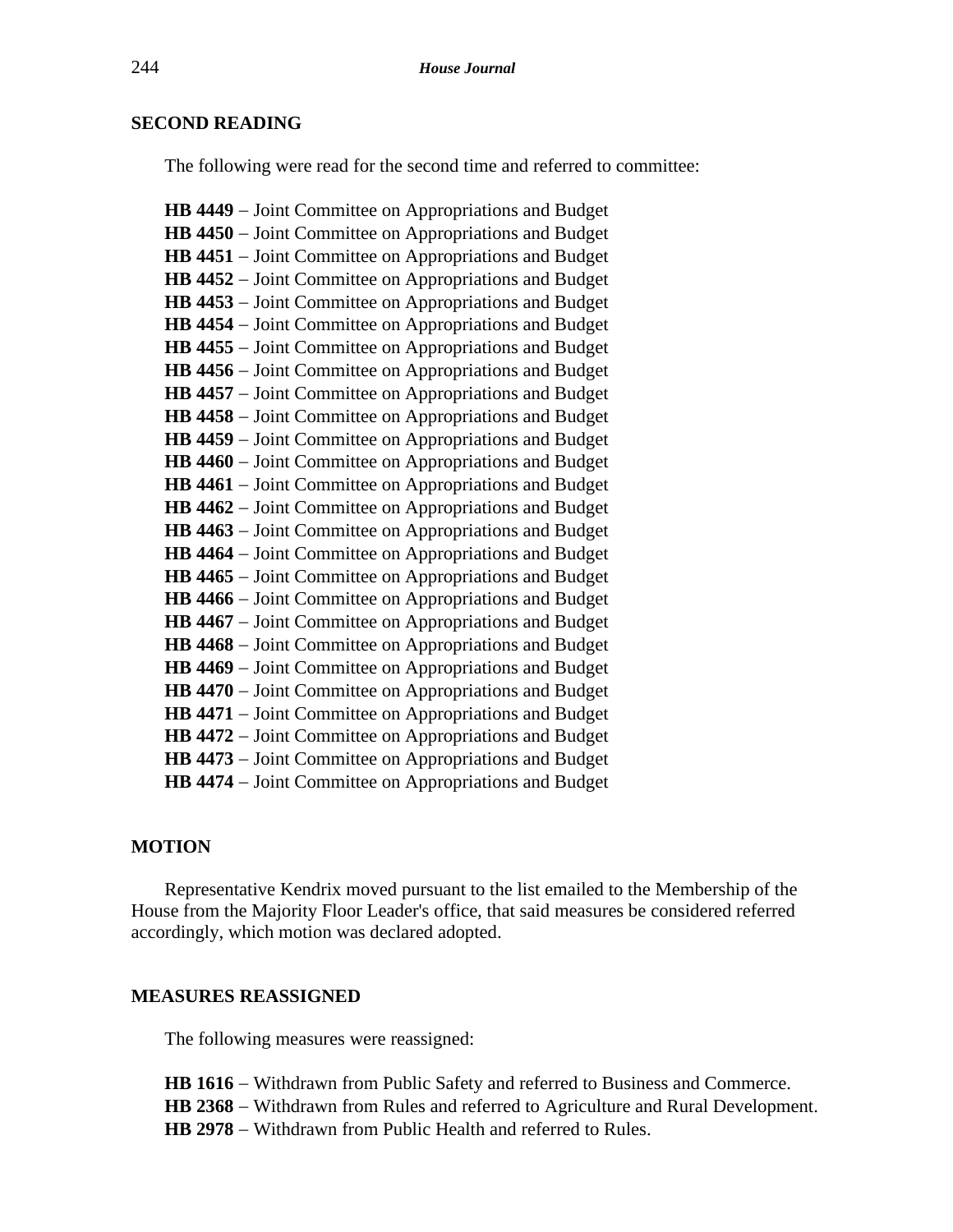## SECOND READING

The following were read for the second time and referred to committee:

**HB 4449** – Joint Committee on Appropriations and Budget
**HB 4450** – Joint Committee on Appropriations and Budget
**HB 4451** – Joint Committee on Appropriations and Budget
**HB 4452** – Joint Committee on Appropriations and Budget
**HB 4453** – Joint Committee on Appropriations and Budget
**HB 4454** – Joint Committee on Appropriations and Budget
**HB 4455** – Joint Committee on Appropriations and Budget
**HB 4456** – Joint Committee on Appropriations and Budget
**HB 4457** – Joint Committee on Appropriations and Budget
**HB 4458** – Joint Committee on Appropriations and Budget
**HB 4459** – Joint Committee on Appropriations and Budget
**HB 4460** – Joint Committee on Appropriations and Budget
**HB 4461** – Joint Committee on Appropriations and Budget
**HB 4462** – Joint Committee on Appropriations and Budget
**HB 4463** – Joint Committee on Appropriations and Budget
**HB 4464** – Joint Committee on Appropriations and Budget
**HB 4465** – Joint Committee on Appropriations and Budget
**HB 4466** – Joint Committee on Appropriations and Budget
**HB 4467** – Joint Committee on Appropriations and Budget
**HB 4468** – Joint Committee on Appropriations and Budget
**HB 4469** – Joint Committee on Appropriations and Budget
**HB 4470** – Joint Committee on Appropriations and Budget
**HB 4471** – Joint Committee on Appropriations and Budget
**HB 4472** – Joint Committee on Appropriations and Budget
**HB 4473** – Joint Committee on Appropriations and Budget
**HB 4474** – Joint Committee on Appropriations and Budget

## MOTION

Representative Kendrix moved pursuant to the list emailed to the Membership of the House from the Majority Floor Leader's office, that said measures be considered referred accordingly, which motion was declared adopted.

## MEASURES REASSIGNED

The following measures were reassigned:

**HB 1616** – Withdrawn from Public Safety and referred to Business and Commerce.
**HB 2368** – Withdrawn from Rules and referred to Agriculture and Rural Development.
**HB 2978** – Withdrawn from Public Health and referred to Rules.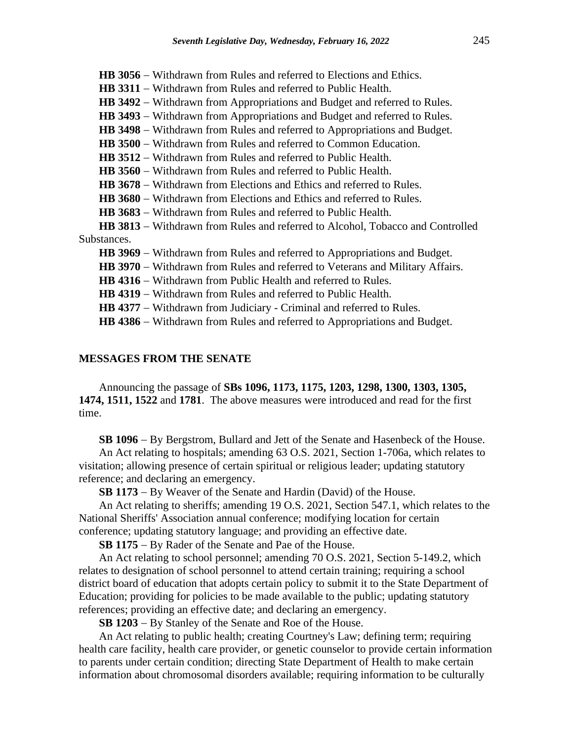**HB 3056** – Withdrawn from Rules and referred to Elections and Ethics.

**HB 3311** – Withdrawn from Rules and referred to Public Health.

**HB 3492** – Withdrawn from Appropriations and Budget and referred to Rules.

**HB 3493** – Withdrawn from Appropriations and Budget and referred to Rules.

**HB 3498** – Withdrawn from Rules and referred to Appropriations and Budget.

**HB 3500** – Withdrawn from Rules and referred to Common Education.

**HB 3512** – Withdrawn from Rules and referred to Public Health.

**HB 3560** – Withdrawn from Rules and referred to Public Health.

**HB 3678** – Withdrawn from Elections and Ethics and referred to Rules.

**HB 3680** – Withdrawn from Elections and Ethics and referred to Rules.

**HB 3683** – Withdrawn from Rules and referred to Public Health.

**HB 3813** – Withdrawn from Rules and referred to Alcohol, Tobacco and Controlled Substances.

**HB 3969** – Withdrawn from Rules and referred to Appropriations and Budget.

**HB 3970** – Withdrawn from Rules and referred to Veterans and Military Affairs.

**HB 4316** – Withdrawn from Public Health and referred to Rules.

**HB 4319** – Withdrawn from Rules and referred to Public Health.

**HB 4377** – Withdrawn from Judiciary - Criminal and referred to Rules.

**HB 4386** – Withdrawn from Rules and referred to Appropriations and Budget.

## MESSAGES FROM THE SENATE

Announcing the passage of **SBs 1096, 1173, 1175, 1203, 1298, 1300, 1303, 1305, 1474, 1511, 1522** and **1781**. The above measures were introduced and read for the first time.

**SB 1096** – By Bergstrom, Bullard and Jett of the Senate and Hasenbeck of the House.

An Act relating to hospitals; amending 63 O.S. 2021, Section 1-706a, which relates to visitation; allowing presence of certain spiritual or religious leader; updating statutory reference; and declaring an emergency.

**SB 1173** – By Weaver of the Senate and Hardin (David) of the House.

An Act relating to sheriffs; amending 19 O.S. 2021, Section 547.1, which relates to the National Sheriffs' Association annual conference; modifying location for certain conference; updating statutory language; and providing an effective date.

**SB 1175** – By Rader of the Senate and Pae of the House.

An Act relating to school personnel; amending 70 O.S. 2021, Section 5-149.2, which relates to designation of school personnel to attend certain training; requiring a school district board of education that adopts certain policy to submit it to the State Department of Education; providing for policies to be made available to the public; updating statutory references; providing an effective date; and declaring an emergency.

**SB 1203** – By Stanley of the Senate and Roe of the House.

An Act relating to public health; creating Courtney's Law; defining term; requiring health care facility, health care provider, or genetic counselor to provide certain information to parents under certain condition; directing State Department of Health to make certain information about chromosomal disorders available; requiring information to be culturally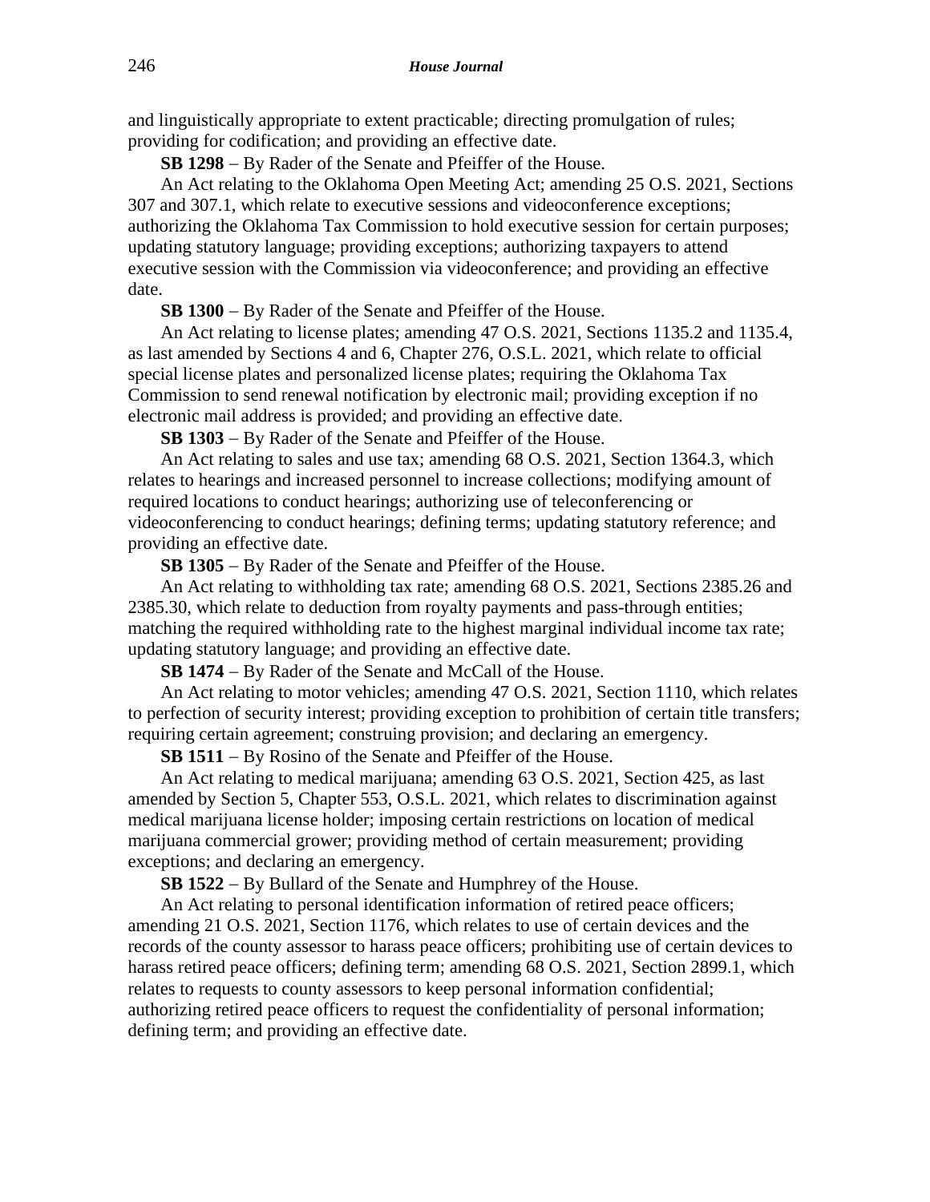and linguistically appropriate to extent practicable; directing promulgation of rules; providing for codification; and providing an effective date.

**SB 1298** − By Rader of the Senate and Pfeiffer of the House.

An Act relating to the Oklahoma Open Meeting Act; amending 25 O.S. 2021, Sections 307 and 307.1, which relate to executive sessions and videoconference exceptions; authorizing the Oklahoma Tax Commission to hold executive session for certain purposes; updating statutory language; providing exceptions; authorizing taxpayers to attend executive session with the Commission via videoconference; and providing an effective date.

**SB 1300** − By Rader of the Senate and Pfeiffer of the House.

An Act relating to license plates; amending 47 O.S. 2021, Sections 1135.2 and 1135.4, as last amended by Sections 4 and 6, Chapter 276, O.S.L. 2021, which relate to official special license plates and personalized license plates; requiring the Oklahoma Tax Commission to send renewal notification by electronic mail; providing exception if no electronic mail address is provided; and providing an effective date.

**SB 1303** − By Rader of the Senate and Pfeiffer of the House.

An Act relating to sales and use tax; amending 68 O.S. 2021, Section 1364.3, which relates to hearings and increased personnel to increase collections; modifying amount of required locations to conduct hearings; authorizing use of teleconferencing or videoconferencing to conduct hearings; defining terms; updating statutory reference; and providing an effective date.

**SB 1305** − By Rader of the Senate and Pfeiffer of the House.

An Act relating to withholding tax rate; amending 68 O.S. 2021, Sections 2385.26 and 2385.30, which relate to deduction from royalty payments and pass-through entities; matching the required withholding rate to the highest marginal individual income tax rate; updating statutory language; and providing an effective date.

**SB 1474** − By Rader of the Senate and McCall of the House.

An Act relating to motor vehicles; amending 47 O.S. 2021, Section 1110, which relates to perfection of security interest; providing exception to prohibition of certain title transfers; requiring certain agreement; construing provision; and declaring an emergency.

**SB 1511** − By Rosino of the Senate and Pfeiffer of the House.

An Act relating to medical marijuana; amending 63 O.S. 2021, Section 425, as last amended by Section 5, Chapter 553, O.S.L. 2021, which relates to discrimination against medical marijuana license holder; imposing certain restrictions on location of medical marijuana commercial grower; providing method of certain measurement; providing exceptions; and declaring an emergency.

**SB 1522** − By Bullard of the Senate and Humphrey of the House.

An Act relating to personal identification information of retired peace officers; amending 21 O.S. 2021, Section 1176, which relates to use of certain devices and the records of the county assessor to harass peace officers; prohibiting use of certain devices to harass retired peace officers; defining term; amending 68 O.S. 2021, Section 2899.1, which relates to requests to county assessors to keep personal information confidential; authorizing retired peace officers to request the confidentiality of personal information; defining term; and providing an effective date.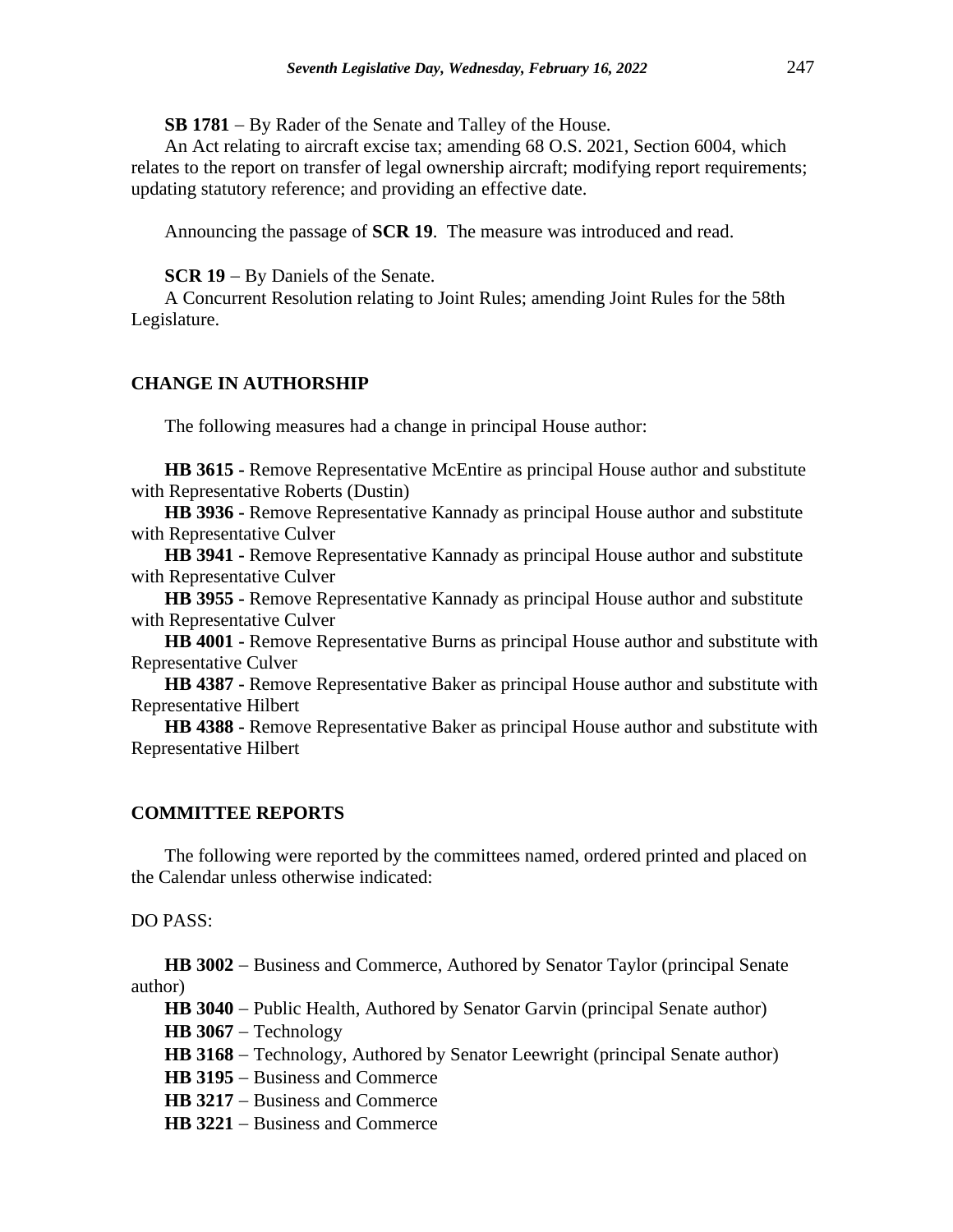**SB 1781** − By Rader of the Senate and Talley of the House.

An Act relating to aircraft excise tax; amending 68 O.S. 2021, Section 6004, which relates to the report on transfer of legal ownership aircraft; modifying report requirements; updating statutory reference; and providing an effective date.

Announcing the passage of **SCR 19**. The measure was introduced and read.

**SCR 19** − By Daniels of the Senate.

A Concurrent Resolution relating to Joint Rules; amending Joint Rules for the 58th Legislature.

## CHANGE IN AUTHORSHIP

The following measures had a change in principal House author:

**HB 3615 -** Remove Representative McEntire as principal House author and substitute with Representative Roberts (Dustin)

**HB 3936 -** Remove Representative Kannady as principal House author and substitute with Representative Culver

**HB 3941 -** Remove Representative Kannady as principal House author and substitute with Representative Culver

**HB 3955 -** Remove Representative Kannady as principal House author and substitute with Representative Culver

**HB 4001 -** Remove Representative Burns as principal House author and substitute with Representative Culver

**HB 4387 -** Remove Representative Baker as principal House author and substitute with Representative Hilbert

**HB 4388 -** Remove Representative Baker as principal House author and substitute with Representative Hilbert

## COMMITTEE REPORTS

The following were reported by the committees named, ordered printed and placed on the Calendar unless otherwise indicated:

DO PASS:

**HB 3002** − Business and Commerce, Authored by Senator Taylor (principal Senate author)

**HB 3040** − Public Health, Authored by Senator Garvin (principal Senate author)

**HB 3067** − Technology

**HB 3168** − Technology, Authored by Senator Leewright (principal Senate author)

**HB 3195** − Business and Commerce

**HB 3217** − Business and Commerce

**HB 3221** − Business and Commerce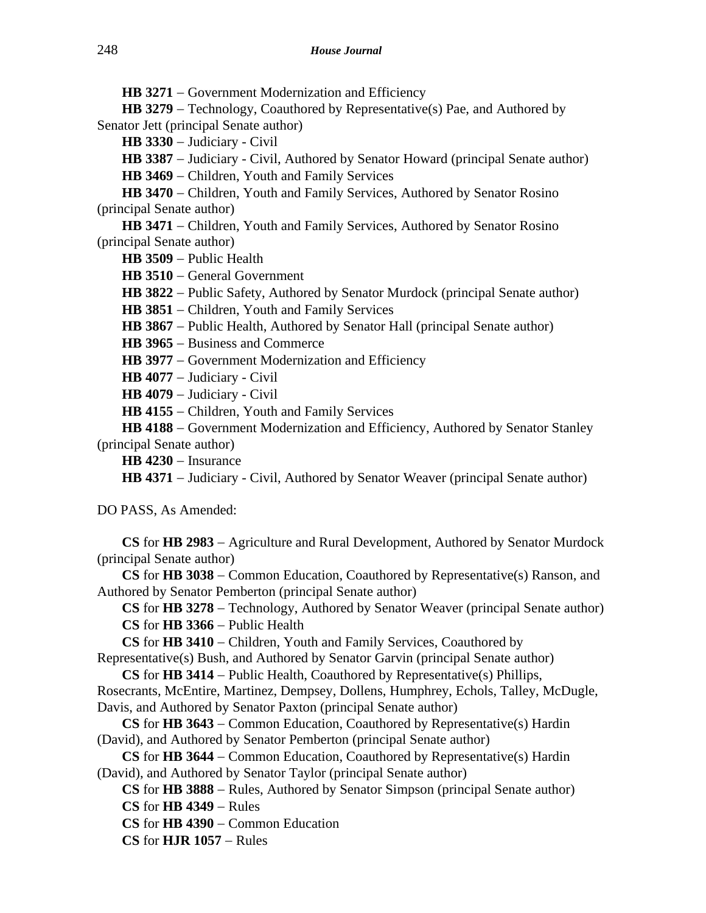**HB 3271** − Government Modernization and Efficiency

**HB 3279** − Technology, Coauthored by Representative(s) Pae, and Authored by Senator Jett (principal Senate author)

**HB 3330** − Judiciary - Civil

**HB 3387** − Judiciary - Civil, Authored by Senator Howard (principal Senate author)

**HB 3469** − Children, Youth and Family Services

**HB 3470** − Children, Youth and Family Services, Authored by Senator Rosino (principal Senate author)

**HB 3471** − Children, Youth and Family Services, Authored by Senator Rosino (principal Senate author)

**HB 3509** − Public Health

**HB 3510** − General Government

**HB 3822** − Public Safety, Authored by Senator Murdock (principal Senate author)

**HB 3851** − Children, Youth and Family Services

**HB 3867** − Public Health, Authored by Senator Hall (principal Senate author)

**HB 3965** − Business and Commerce

**HB 3977** − Government Modernization and Efficiency

**HB 4077** − Judiciary - Civil

**HB 4079** − Judiciary - Civil

**HB 4155** − Children, Youth and Family Services

**HB 4188** − Government Modernization and Efficiency, Authored by Senator Stanley (principal Senate author)

**HB 4230** − Insurance

**HB 4371** − Judiciary - Civil, Authored by Senator Weaver (principal Senate author)

DO PASS, As Amended:

**CS** for **HB 2983** − Agriculture and Rural Development, Authored by Senator Murdock (principal Senate author)

**CS** for **HB 3038** − Common Education, Coauthored by Representative(s) Ranson, and Authored by Senator Pemberton (principal Senate author)

**CS** for **HB 3278** − Technology, Authored by Senator Weaver (principal Senate author)

**CS** for **HB 3366** − Public Health

**CS** for **HB 3410** − Children, Youth and Family Services, Coauthored by Representative(s) Bush, and Authored by Senator Garvin (principal Senate author)

**CS** for **HB 3414** − Public Health, Coauthored by Representative(s) Phillips, Rosecrants, McEntire, Martinez, Dempsey, Dollens, Humphrey, Echols, Talley, McDugle, Davis, and Authored by Senator Paxton (principal Senate author)

**CS** for **HB 3643** − Common Education, Coauthored by Representative(s) Hardin (David), and Authored by Senator Pemberton (principal Senate author)

**CS** for **HB 3644** − Common Education, Coauthored by Representative(s) Hardin (David), and Authored by Senator Taylor (principal Senate author)

**CS** for **HB 3888** − Rules, Authored by Senator Simpson (principal Senate author)

**CS** for **HB 4349** − Rules

**CS** for **HB 4390** − Common Education

**CS** for **HJR 1057** − Rules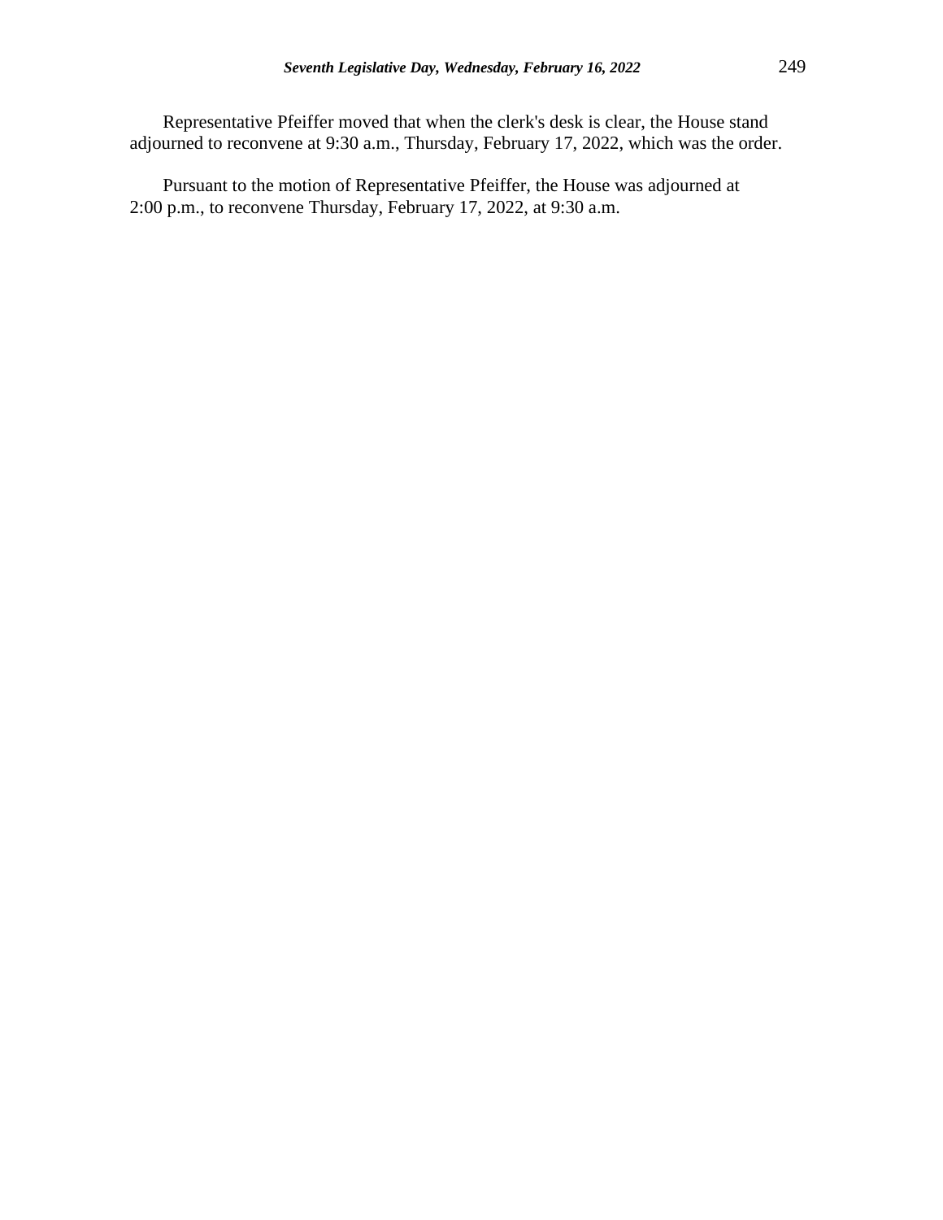Representative Pfeiffer moved that when the clerk's desk is clear, the House stand adjourned to reconvene at 9:30 a.m., Thursday, February 17, 2022, which was the order.

Pursuant to the motion of Representative Pfeiffer, the House was adjourned at 2:00 p.m., to reconvene Thursday, February 17, 2022, at 9:30 a.m.